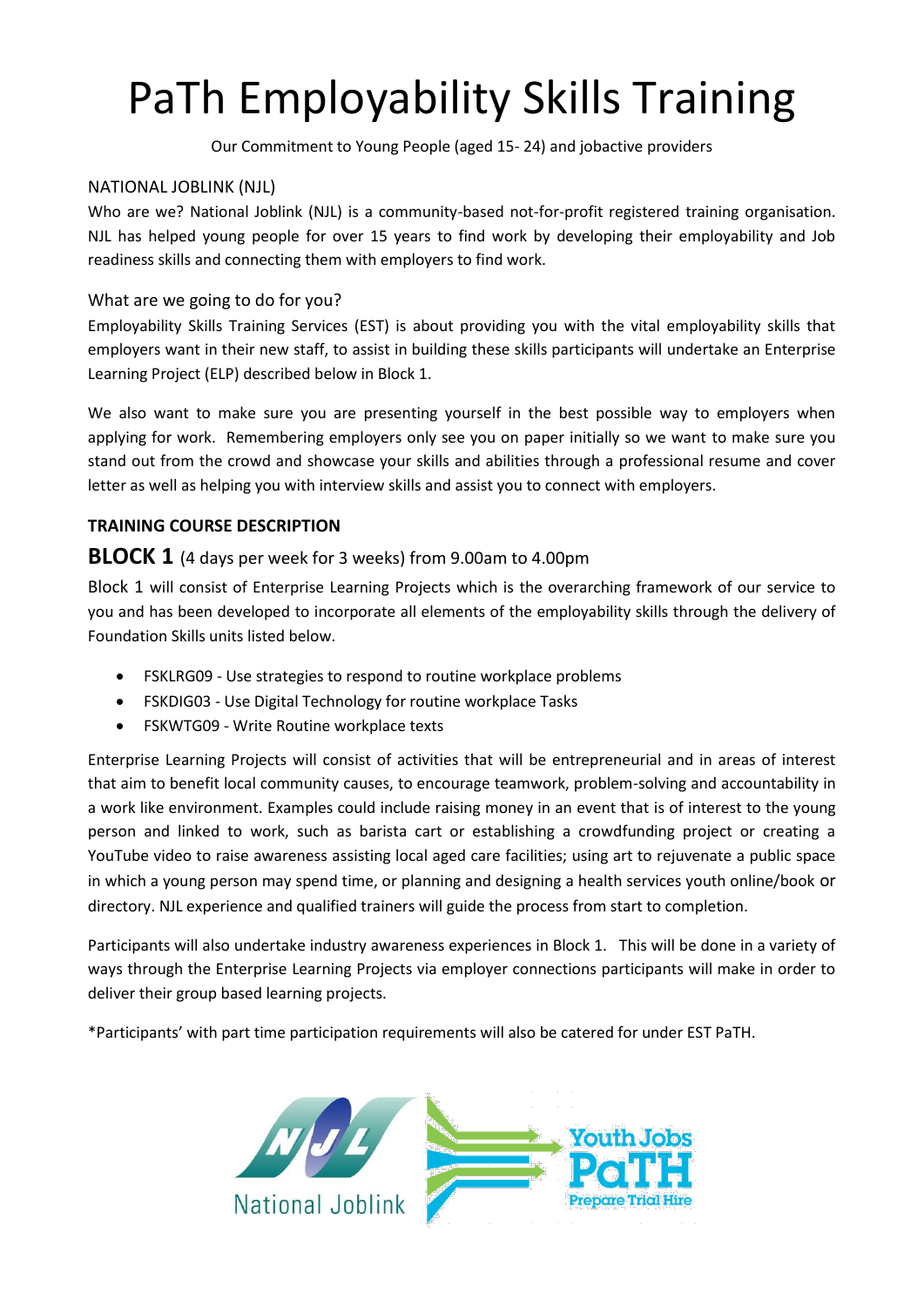# PaTh Employability Skills Training

Our Commitment to Young People (aged 15- 24) and jobactive providers

## NATIONAL JOBLINK (NJL)

Who are we? National Joblink (NJL) is a community-based not-for-profit registered training organisation. NJL has helped young people for over 15 years to find work by developing their employability and Job readiness skills and connecting them with employers to find work.

## What are we going to do for you?

Employability Skills Training Services (EST) is about providing you with the vital employability skills that employers want in their new staff, to assist in building these skills participants will undertake an Enterprise Learning Project (ELP) described below in Block 1.

We also want to make sure you are presenting yourself in the best possible way to employers when applying for work. Remembering employers only see you on paper initially so we want to make sure you stand out from the crowd and showcase your skills and abilities through a professional resume and cover letter as well as helping you with interview skills and assist you to connect with employers.

## TRAINING COURSE DESCRIPTION

### BLOCK 1 (4 days per week for 3 weeks) from 9.00am to 4.00pm

Block 1 will consist of Enterprise Learning Projects which is the overarching framework of our service to you and has been developed to incorporate all elements of the employability skills through the delivery of Foundation Skills units listed below.

- FSKLRG09 - Use strategies to respond to routine workplace problems
- FSKDIG03 - Use Digital Technology for routine workplace Tasks
- FSKWTG09 - Write Routine workplace texts

Enterprise Learning Projects will consist of activities that will be entrepreneurial and in areas of interest that aim to benefit local community causes, to encourage teamwork, problem-solving and accountability in a work like environment. Examples could include raising money in an event that is of interest to the young person and linked to work, such as barista cart or establishing a crowdfunding project or creating a YouTube video to raise awareness assisting local aged care facilities; using art to rejuvenate a public space in which a young person may spend time, or planning and designing a health services youth online/book or directory. NJL experience and qualified trainers will guide the process from start to completion.

Participants will also undertake industry awareness experiences in Block 1. This will be done in a variety of ways through the Enterprise Learning Projects via employer connections participants will make in order to deliver their group based learning projects.

*Participants' with part time participation requirements will also be catered for under EST PaTH.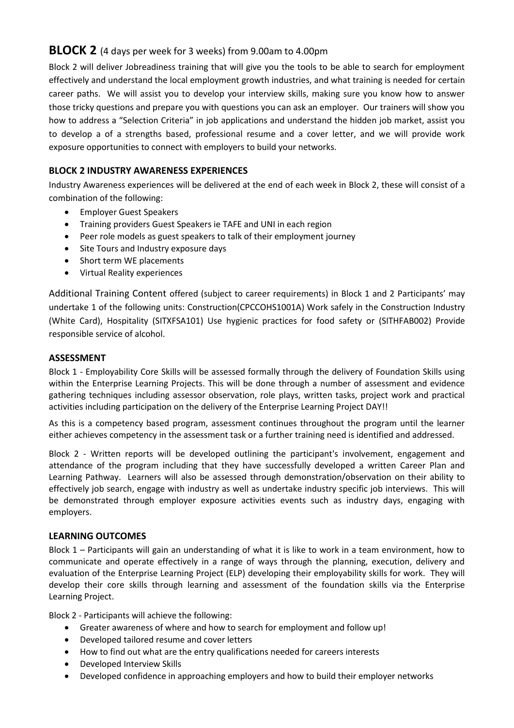## **BLOCK 2** (4 days per week for 3 weeks) from 9.00am to 4.00pm

Block 2 will deliver Jobreadiness training that will give you the tools to be able to search for employment effectively and understand the local employment growth industries, and what training is needed for certain career paths. We will assist you to develop your interview skills, making sure you know how to answer those tricky questions and prepare you with questions you can ask an employer. Our trainers will show you how to address a "Selection Criteria" in job applications and understand the hidden job market, assist you to develop a of a strengths based, professional resume and a cover letter, and we will provide work exposure opportunities to connect with employers to build your networks.

### **BLOCK 2 INDUSTRY AWARENESS EXPERIENCES**

Industry Awareness experiences will be delivered at the end of each week in Block 2, these will consist of a combination of the following:

- Employer Guest Speakers
- Training providers Guest Speakers ie TAFE and UNI in each region
- Peer role models as guest speakers to talk of their employment journey
- Site Tours and Industry exposure days
- Short term WE placements
- Virtual Reality experiences

Additional Training Content offered (subject to career requirements) in Block 1 and 2 Participants' may undertake 1 of the following units: Construction(CPCCOHS1001A) Work safely in the Construction Industry (White Card), Hospitality (SITXFSA101) Use hygienic practices for food safety or (SITHFAB002) Provide responsible service of alcohol.

### **ASSESSMENT**

Block 1 - Employability Core Skills will be assessed formally through the delivery of Foundation Skills using within the Enterprise Learning Projects. This will be done through a number of assessment and evidence gathering techniques including assessor observation, role plays, written tasks, project work and practical activities including participation on the delivery of the Enterprise Learning Project DAY!!

As this is a competency based program, assessment continues throughout the program until the learner either achieves competency in the assessment task or a further training need is identified and addressed.

Block 2 - Written reports will be developed outlining the participant's involvement, engagement and attendance of the program including that they have successfully developed a written Career Plan and Learning Pathway. Learners will also be assessed through demonstration/observation on their ability to effectively job search, engage with industry as well as undertake industry specific job interviews. This will be demonstrated through employer exposure activities events such as industry days, engaging with employers.

### **LEARNING OUTCOMES**

Block 1 – Participants will gain an understanding of what it is like to work in a team environment, how to communicate and operate effectively in a range of ways through the planning, execution, delivery and evaluation of the Enterprise Learning Project (ELP) developing their employability skills for work. They will develop their core skills through learning and assessment of the foundation skills via the Enterprise Learning Project.

Block 2 - Participants will achieve the following:

- Greater awareness of where and how to search for employment and follow up!
- Developed tailored resume and cover letters
- How to find out what are the entry qualifications needed for careers interests
- Developed Interview Skills
- Developed confidence in approaching employers and how to build their employer networks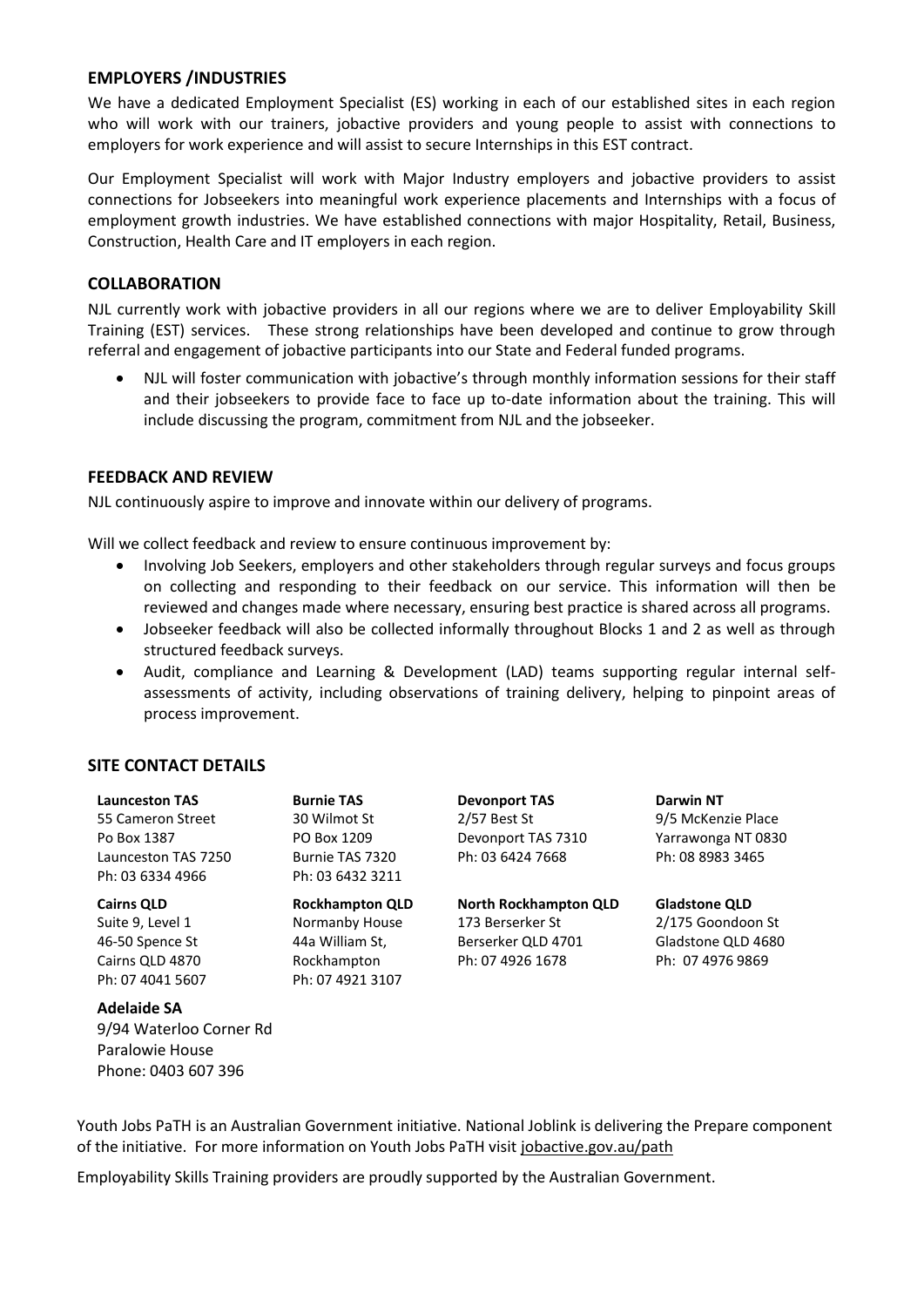## EMPLOYERS /INDUSTRIES

We have a dedicated Employment Specialist (ES) working in each of our established sites in each region who will work with our trainers, jobactive providers and young people to assist with connections to employers for work experience and will assist to secure Internships in this EST contract.

Our Employment Specialist will work with Major Industry employers and jobactive providers to assist connections for Jobseekers into meaningful work experience placements and Internships with a focus of employment growth industries. We have established connections with major Hospitality, Retail, Business, Construction, Health Care and IT employers in each region.

## COLLABORATION

NJL currently work with jobactive providers in all our regions where we are to deliver Employability Skill Training (EST) services. These strong relationships have been developed and continue to grow through referral and engagement of jobactive participants into our State and Federal funded programs.

- NJL will foster communication with jobactive's through monthly information sessions for their staff and their jobseekers to provide face to face up to-date information about the training. This will include discussing the program, commitment from NJL and the jobseeker.

## FEEDBACK AND REVIEW

NJL continuously aspire to improve and innovate within our delivery of programs.

Will we collect feedback and review to ensure continuous improvement by:

- Involving Job Seekers, employers and other stakeholders through regular surveys and focus groups on collecting and responding to their feedback on our service. This information will then be reviewed and changes made where necessary, ensuring best practice is shared across all programs.
- Jobseeker feedback will also be collected informally throughout Blocks 1 and 2 as well as through structured feedback surveys.
- Audit, compliance and Learning & Development (LAD) teams supporting regular internal self-assessments of activity, including observations of training delivery, helping to pinpoint areas of process improvement.

## SITE CONTACT DETAILS

**Launceston TAS**
55 Cameron Street
Po Box 1387
Launceston TAS 7250
Ph: 03 6334 4966

**Burnie TAS**
30 Wilmot St
PO Box 1209
Burnie TAS 7320
Ph: 03 6432 3211

**Devonport TAS**
2/57 Best St
Devonport TAS 7310
Ph: 03 6424 7668

**Darwin NT**
9/5 McKenzie Place
Yarrawonga NT 0830
Ph: 08 8983 3465

**Cairns QLD**
Suite 9, Level 1
46-50 Spence St
Cairns QLD 4870
Ph: 07 4041 5607

**Rockhampton QLD**
Normanby House
44a William St,
Rockhampton
Ph: 07 4921 3107

**North Rockhampton QLD**
173 Berserker St
Berserker QLD 4701
Ph: 07 4926 1678

**Gladstone QLD**
2/175 Goondoon St
Gladstone QLD 4680
Ph: 07 4976 9869

**Adelaide SA**
9/94 Waterloo Corner Rd
Paralowie House
Phone: 0403 607 396

Youth Jobs PaTH is an Australian Government initiative. National Joblink is delivering the Prepare component of the initiative. For more information on Youth Jobs PaTH visit jobactive.gov.au/path

Employability Skills Training providers are proudly supported by the Australian Government.